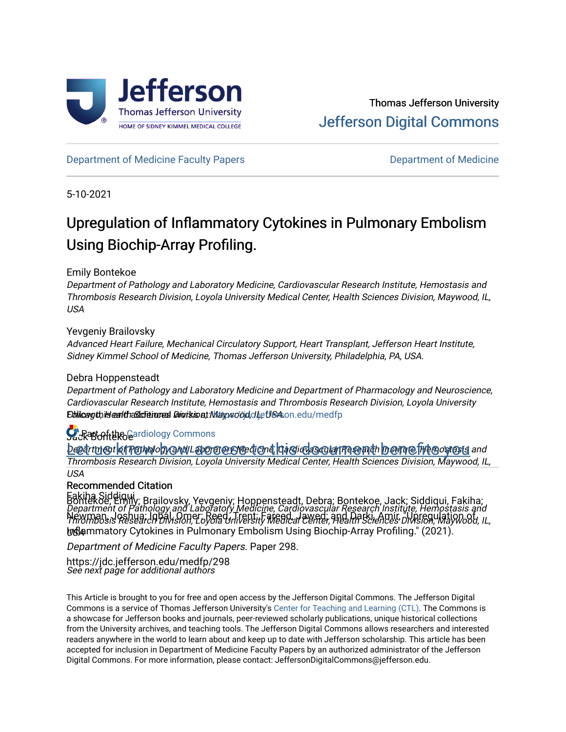Thomas Jefferson University

Jefferson Digital Commons

Department of Medicine Faculty Papers | Department of Medicine

5-10-2021

# Upregulation of Inflammatory Cytokines in Pulmonary Embolism Using Biochip-Array Profiling.

Emily Bontekoe
*Department of Pathology and Laboratory Medicine, Cardiovascular Research Institute, Hemostasis and Thrombosis Research Division, Loyola University Medical Center, Health Sciences Division, Maywood, IL, USA*

Yevgeniy Brailovsky
*Advanced Heart Failure, Mechanical Circulatory Support, Heart Transplant, Jefferson Heart Institute, Sidney Kimmel School of Medicine, Thomas Jefferson University, Philadelphia, PA, USA.*

Debra Hoppensteadt
*Department of Pathology and Laboratory Medicine and Department of Pharmacology and Neuroscience, Cardiovascular Research Institute, Hemostasis and Thrombosis Research Division, Loyola University Medical Center, Health Sciences Division, Maywood, IL, USA.*

Jack Bontekoe
*Department of Pathology and Laboratory Medicine, Cardiovascular Research Institute, Hemostasis and Thrombosis Research Division, Loyola University Medical Center, Health Sciences Division, Maywood, IL, USA*

Fakiha Siddiqui
*Department of Pathology and Laboratory Medicine, Cardiovascular Research Institute, Hemostasis and Thrombosis Research Division, Loyola University Medical Center, Health Sciences Division, Maywood, IL, USA*

*See next page for additional authors*

Follow this and additional works at: https://jdc.jefferson.edu/medfp

Part of the Cardiology Commons

Let us know how access to this document benefits you

## Recommended Citation

Bontekoe, Emily; Brailovsky, Yevgeniy; Hoppensteadt, Debra; Bontekoe, Jack; Siddiqui, Fakiha; Newman, Joshua; Iqbal, Omer; Reed, Trent; Fareed, Jawed; and Darki, Amir, "Upregulation of Inflammatory Cytokines in Pulmonary Embolism Using Biochip-Array Profiling." (2021). *Department of Medicine Faculty Papers.* Paper 298.
https://jdc.jefferson.edu/medfp/298

This Article is brought to you for free and open access by the Jefferson Digital Commons. The Jefferson Digital Commons is a service of Thomas Jefferson University's Center for Teaching and Learning (CTL). The Commons is a showcase for Jefferson books and journals, peer-reviewed scholarly publications, unique historical collections from the University archives, and teaching tools. The Jefferson Digital Commons allows researchers and interested readers anywhere in the world to learn about and keep up to date with Jefferson scholarship. This article has been accepted for inclusion in Department of Medicine Faculty Papers by an authorized administrator of the Jefferson Digital Commons. For more information, please contact: JeffersonDigitalCommons@jefferson.edu.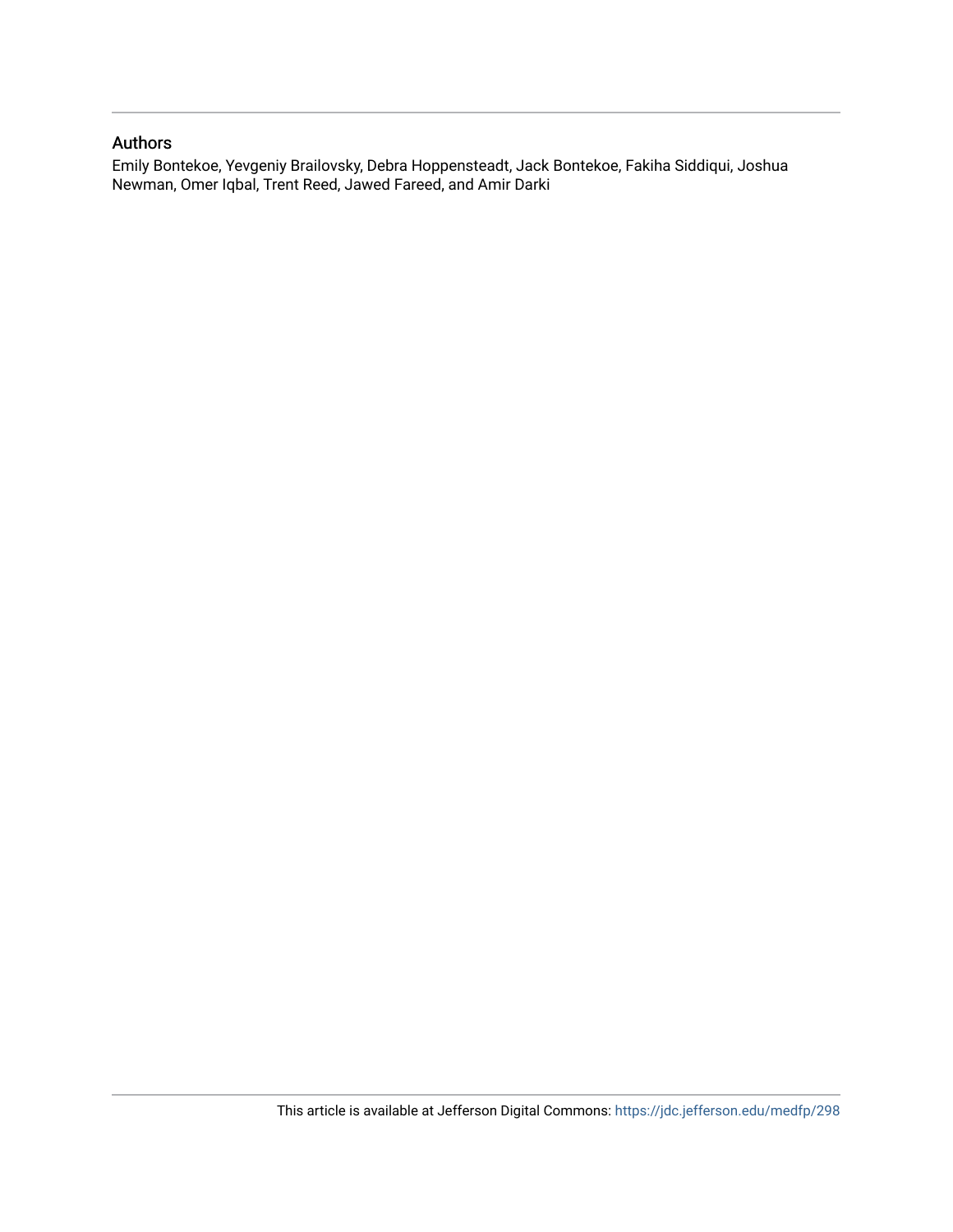## Authors

Emily Bontekoe, Yevgeniy Brailovsky, Debra Hoppensteadt, Jack Bontekoe, Fakiha Siddiqui, Joshua Newman, Omer Iqbal, Trent Reed, Jawed Fareed, and Amir Darki

This article is available at Jefferson Digital Commons: https://jdc.jefferson.edu/medfp/298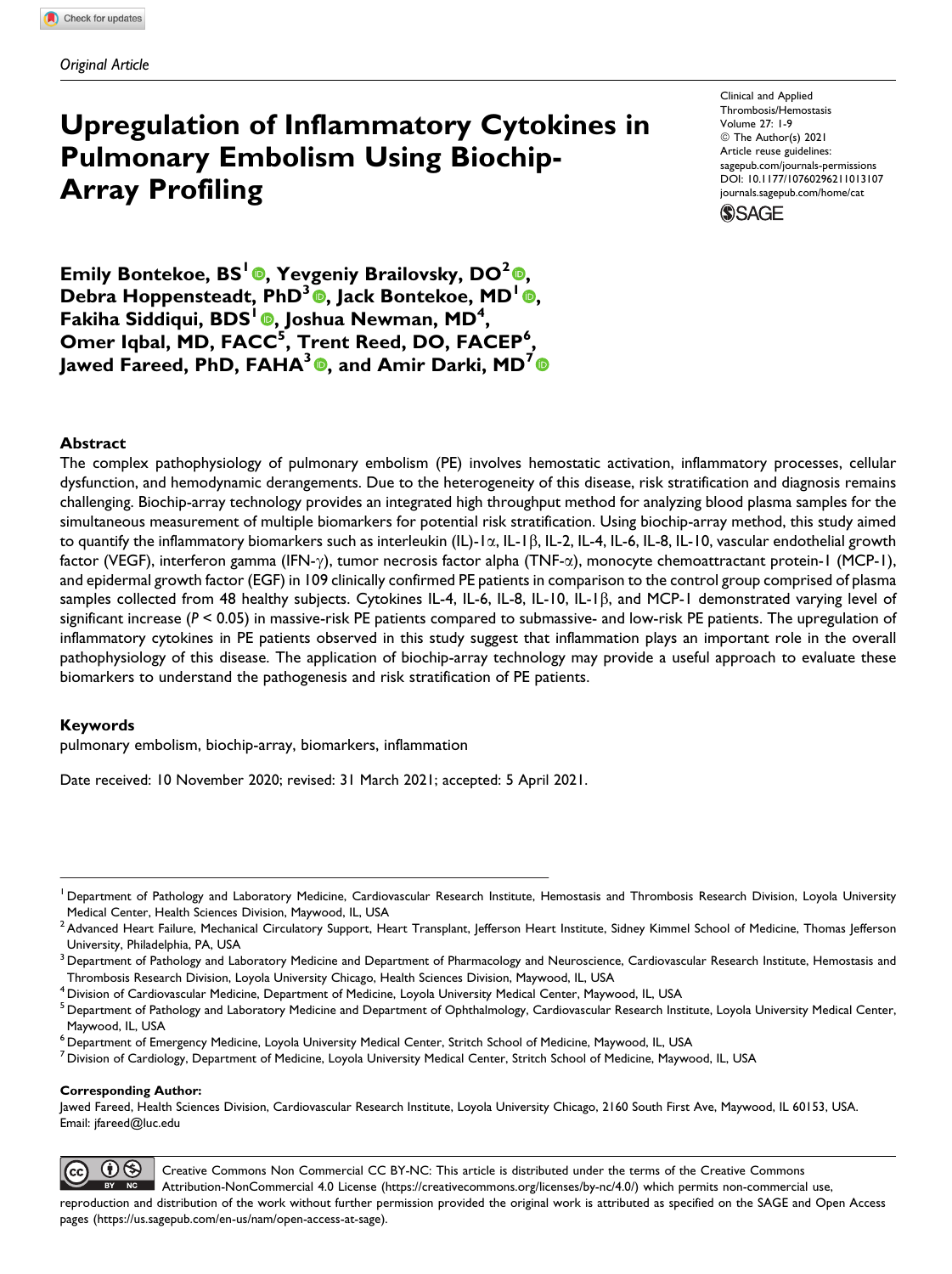*Original Article*

# Upregulation of Inflammatory Cytokines in Pulmonary Embolism Using Biochip-Array Profiling

**Emily Bontekoe, BS[1], Yevgeniy Brailovsky, DO[2], Debra Hoppensteadt, PhD[3], Jack Bontekoe, MD[1], Fakiha Siddiqui, BDS[1], Joshua Newman, MD[4], Omer Iqbal, MD, FACC[5], Trent Reed, DO, FACEP[6], Jawed Fareed, PhD, FAHA[3], and Amir Darki, MD[7]**

Clinical and Applied Thrombosis/Hemostasis
Volume 27: 1-9
© The Author(s) 2021
Article reuse guidelines: sagepub.com/journals-permissions
DOI: 10.1177/10760296211013107
journals.sagepub.com/home/cat

## Abstract

The complex pathophysiology of pulmonary embolism (PE) involves hemostatic activation, inflammatory processes, cellular dysfunction, and hemodynamic derangements. Due to the heterogeneity of this disease, risk stratification and diagnosis remains challenging. Biochip-array technology provides an integrated high throughput method for analyzing blood plasma samples for the simultaneous measurement of multiple biomarkers for potential risk stratification. Using biochip-array method, this study aimed to quantify the inflammatory biomarkers such as interleukin (IL)-1$\alpha$, IL-1$\beta$, IL-2, IL-4, IL-6, IL-8, IL-10, vascular endothelial growth factor (VEGF), interferon gamma (IFN-$\gamma$), tumor necrosis factor alpha (TNF-$\alpha$), monocyte chemoattractant protein-1 (MCP-1), and epidermal growth factor (EGF) in 109 clinically confirmed PE patients in comparison to the control group comprised of plasma samples collected from 48 healthy subjects. Cytokines IL-4, IL-6, IL-8, IL-10, IL-1$\beta$, and MCP-1 demonstrated varying level of significant increase ($P < 0.05$) in massive-risk PE patients compared to submassive- and low-risk PE patients. The upregulation of inflammatory cytokines in PE patients observed in this study suggest that inflammation plays an important role in the overall pathophysiology of this disease. The application of biochip-array technology may provide a useful approach to evaluate these biomarkers to understand the pathogenesis and risk stratification of PE patients.

### Keywords

pulmonary embolism, biochip-array, biomarkers, inflammation

Date received: 10 November 2020; revised: 31 March 2021; accepted: 5 April 2021.

---

[1] Department of Pathology and Laboratory Medicine, Cardiovascular Research Institute, Hemostasis and Thrombosis Research Division, Loyola University Medical Center, Health Sciences Division, Maywood, IL, USA

[2] Advanced Heart Failure, Mechanical Circulatory Support, Heart Transplant, Jefferson Heart Institute, Sidney Kimmel School of Medicine, Thomas Jefferson University, Philadelphia, PA, USA

[3] Department of Pathology and Laboratory Medicine and Department of Pharmacology and Neuroscience, Cardiovascular Research Institute, Hemostasis and Thrombosis Research Division, Loyola University Chicago, Health Sciences Division, Maywood, IL, USA

[4] Division of Cardiovascular Medicine, Department of Medicine, Loyola University Medical Center, Maywood, IL, USA

[5] Department of Pathology and Laboratory Medicine and Department of Ophthalmology, Cardiovascular Research Institute, Loyola University Medical Center, Maywood, IL, USA

[6] Department of Emergency Medicine, Loyola University Medical Center, Stritch School of Medicine, Maywood, IL, USA

[7] Division of Cardiology, Department of Medicine, Loyola University Medical Center, Stritch School of Medicine, Maywood, IL, USA

**Corresponding Author:**
Jawed Fareed, Health Sciences Division, Cardiovascular Research Institute, Loyola University Chicago, 2160 South First Ave, Maywood, IL 60153, USA.
Email: jfareed@luc.edu

Creative Commons Non Commercial CC BY-NC: This article is distributed under the terms of the Creative Commons Attribution-NonCommercial 4.0 License (https://creativecommons.org/licenses/by-nc/4.0/) which permits non-commercial use, reproduction and distribution of the work without further permission provided the original work is attributed as specified on the SAGE and Open Access pages (https://us.sagepub.com/en-us/nam/open-access-at-sage).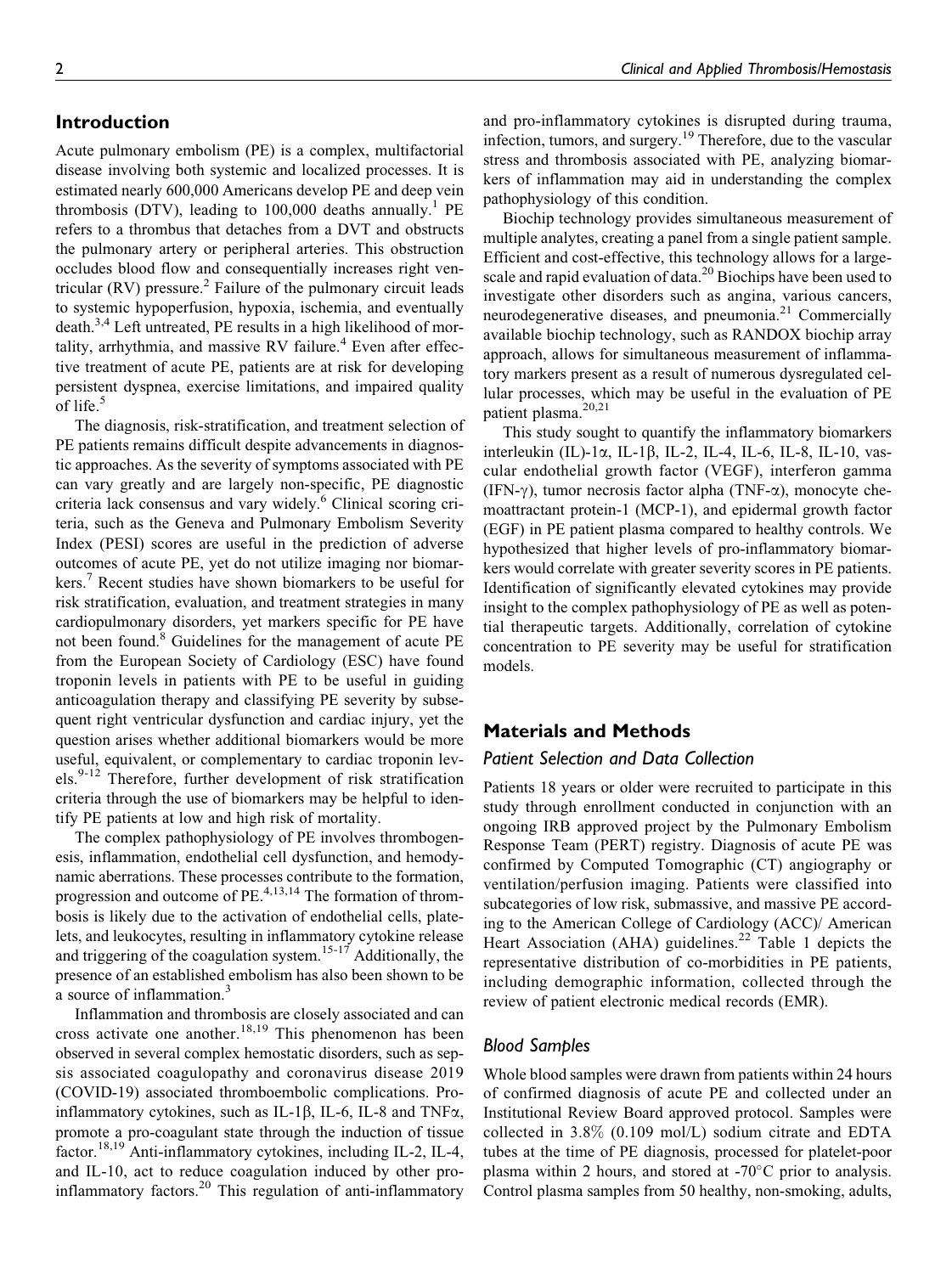## Introduction

Acute pulmonary embolism (PE) is a complex, multifactorial disease involving both systemic and localized processes. It is estimated nearly 600,000 Americans develop PE and deep vein thrombosis (DTV), leading to 100,000 deaths annually.[1] PE refers to a thrombus that detaches from a DVT and obstructs the pulmonary artery or peripheral arteries. This obstruction occludes blood flow and consequentially increases right ventricular (RV) pressure.[2] Failure of the pulmonary circuit leads to systemic hypoperfusion, hypoxia, ischemia, and eventually death.[3,4] Left untreated, PE results in a high likelihood of mortality, arrhythmia, and massive RV failure.[4] Even after effective treatment of acute PE, patients are at risk for developing persistent dyspnea, exercise limitations, and impaired quality of life.[5]

The diagnosis, risk-stratification, and treatment selection of PE patients remains difficult despite advancements in diagnostic approaches. As the severity of symptoms associated with PE can vary greatly and are largely non-specific, PE diagnostic criteria lack consensus and vary widely.[6] Clinical scoring criteria, such as the Geneva and Pulmonary Embolism Severity Index (PESI) scores are useful in the prediction of adverse outcomes of acute PE, yet do not utilize imaging nor biomarkers.[7] Recent studies have shown biomarkers to be useful for risk stratification, evaluation, and treatment strategies in many cardiopulmonary disorders, yet markers specific for PE have not been found.[8] Guidelines for the management of acute PE from the European Society of Cardiology (ESC) have found troponin levels in patients with PE to be useful in guiding anticoagulation therapy and classifying PE severity by subsequent right ventricular dysfunction and cardiac injury, yet the question arises whether additional biomarkers would be more useful, equivalent, or complementary to cardiac troponin levels.[9-12] Therefore, further development of risk stratification criteria through the use of biomarkers may be helpful to identify PE patients at low and high risk of mortality.

The complex pathophysiology of PE involves thrombogenesis, inflammation, endothelial cell dysfunction, and hemodynamic aberrations. These processes contribute to the formation, progression and outcome of PE.[4,13,14] The formation of thrombosis is likely due to the activation of endothelial cells, platelets, and leukocytes, resulting in inflammatory cytokine release and triggering of the coagulation system.[15-17] Additionally, the presence of an established embolism has also been shown to be a source of inflammation.[3]

Inflammation and thrombosis are closely associated and can cross activate one another.[18,19] This phenomenon has been observed in several complex hemostatic disorders, such as sepsis associated coagulopathy and coronavirus disease 2019 (COVID-19) associated thromboembolic complications. Pro-inflammatory cytokines, such as IL-1β, IL-6, IL-8 and TNFα, promote a pro-coagulant state through the induction of tissue factor.[18,19] Anti-inflammatory cytokines, including IL-2, IL-4, and IL-10, act to reduce coagulation induced by other pro-inflammatory factors.[20] This regulation of anti-inflammatory and pro-inflammatory cytokines is disrupted during trauma, infection, tumors, and surgery.[19] Therefore, due to the vascular stress and thrombosis associated with PE, analyzing biomarkers of inflammation may aid in understanding the complex pathophysiology of this condition.

Biochip technology provides simultaneous measurement of multiple analytes, creating a panel from a single patient sample. Efficient and cost-effective, this technology allows for a large-scale and rapid evaluation of data.[20] Biochips have been used to investigate other disorders such as angina, various cancers, neurodegenerative diseases, and pneumonia.[21] Commercially available biochip technology, such as RANDOX biochip array approach, allows for simultaneous measurement of inflammatory markers present as a result of numerous dysregulated cellular processes, which may be useful in the evaluation of PE patient plasma.[20,21]

This study sought to quantify the inflammatory biomarkers interleukin (IL)-1α, IL-1β, IL-2, IL-4, IL-6, IL-8, IL-10, vascular endothelial growth factor (VEGF), interferon gamma (IFN-γ), tumor necrosis factor alpha (TNF-α), monocyte chemoattractant protein-1 (MCP-1), and epidermal growth factor (EGF) in PE patient plasma compared to healthy controls. We hypothesized that higher levels of pro-inflammatory biomarkers would correlate with greater severity scores in PE patients. Identification of significantly elevated cytokines may provide insight to the complex pathophysiology of PE as well as potential therapeutic targets. Additionally, correlation of cytokine concentration to PE severity may be useful for stratification models.

## Materials and Methods

### Patient Selection and Data Collection

Patients 18 years or older were recruited to participate in this study through enrollment conducted in conjunction with an ongoing IRB approved project by the Pulmonary Embolism Response Team (PERT) registry. Diagnosis of acute PE was confirmed by Computed Tomographic (CT) angiography or ventilation/perfusion imaging. Patients were classified into subcategories of low risk, submassive, and massive PE according to the American College of Cardiology (ACC)/ American Heart Association (AHA) guidelines.[22] Table 1 depicts the representative distribution of co-morbidities in PE patients, including demographic information, collected through the review of patient electronic medical records (EMR).

### Blood Samples

Whole blood samples were drawn from patients within 24 hours of confirmed diagnosis of acute PE and collected under an Institutional Review Board approved protocol. Samples were collected in 3.8% (0.109 mol/L) sodium citrate and EDTA tubes at the time of PE diagnosis, processed for platelet-poor plasma within 2 hours, and stored at -70°C prior to analysis. Control plasma samples from 50 healthy, non-smoking, adults,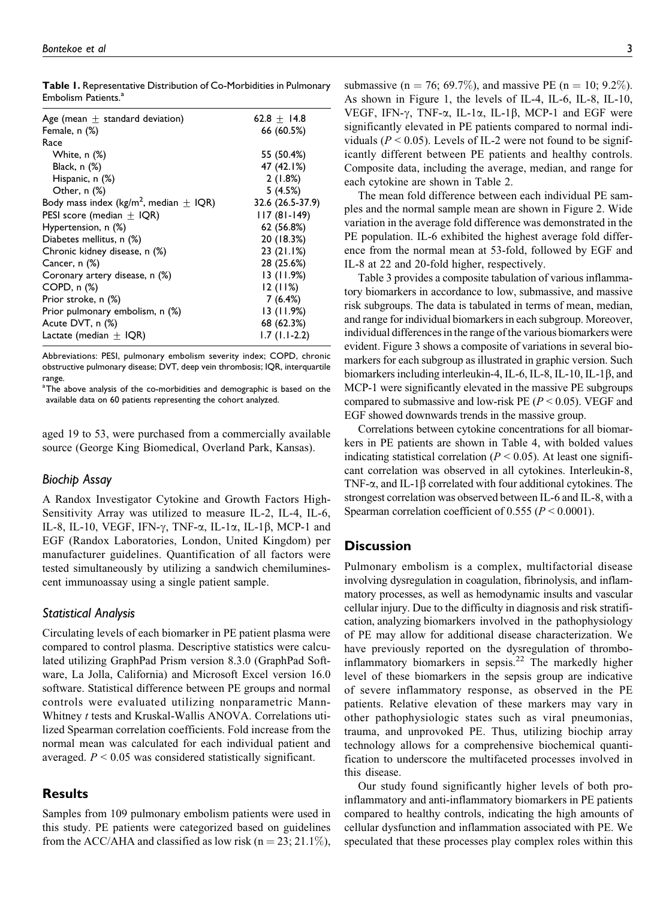**Table 1.** Representative Distribution of Co-Morbidities in Pulmonary Embolism Patients.[a]

| | |
|---|---|
| Age (mean ± standard deviation) | 62.8 ± 14.8 |
| Female, n (%) | 66 (60.5%) |
| Race | |
| White, n (%) | 55 (50.4%) |
| Black, n (%) | 47 (42.1%) |
| Hispanic, n (%) | 2 (1.8%) |
| Other, n (%) | 5 (4.5%) |
| Body mass index (kg/m$^2$, median ± IQR) | 32.6 (26.5-37.9) |
| PESI score (median ± IQR) | 117 (81-149) |
| Hypertension, n (%) | 62 (56.8%) |
| Diabetes mellitus, n (%) | 20 (18.3%) |
| Chronic kidney disease, n (%) | 23 (21.1%) |
| Cancer, n (%) | 28 (25.6%) |
| Coronary artery disease, n (%) | 13 (11.9%) |
| COPD, n (%) | 12 (11%) |
| Prior stroke, n (%) | 7 (6.4%) |
| Prior pulmonary embolism, n (%) | 13 (11.9%) |
| Acute DVT, n (%) | 68 (62.3%) |
| Lactate (median ± IQR) | 1.7 (1.1-2.2) |

Abbreviations: PESI, pulmonary embolism severity index; COPD, chronic obstructive pulmonary disease; DVT, deep vein thrombosis; IQR, interquartile range.

[a]The above analysis of the co-morbidities and demographic is based on the available data on 60 patients representing the cohort analyzed.

aged 19 to 53, were purchased from a commercially available source (George King Biomedical, Overland Park, Kansas).

### Biochip Assay

A Randox Investigator Cytokine and Growth Factors High-Sensitivity Array was utilized to measure IL-2, IL-4, IL-6, IL-8, IL-10, VEGF, IFN-γ, TNF-α, IL-1α, IL-1β, MCP-1 and EGF (Randox Laboratories, London, United Kingdom) per manufacturer guidelines. Quantification of all factors were tested simultaneously by utilizing a sandwich chemiluminescent immunoassay using a single patient sample.

### Statistical Analysis

Circulating levels of each biomarker in PE patient plasma were compared to control plasma. Descriptive statistics were calculated utilizing GraphPad Prism version 8.3.0 (GraphPad Software, La Jolla, California) and Microsoft Excel version 16.0 software. Statistical difference between PE groups and normal controls were evaluated utilizing nonparametric Mann-Whitney *t* tests and Kruskal-Wallis ANOVA. Correlations utilized Spearman correlation coefficients. Fold increase from the normal mean was calculated for each individual patient and averaged. $P < 0.05$ was considered statistically significant.

## Results

Samples from 109 pulmonary embolism patients were used in this study. PE patients were categorized based on guidelines from the ACC/AHA and classified as low risk (n = 23; 21.1%), submassive (n = 76; 69.7%), and massive PE (n = 10; 9.2%). As shown in Figure 1, the levels of IL-4, IL-6, IL-8, IL-10, VEGF, IFN-γ, TNF-α, IL-1α, IL-1β, MCP-1 and EGF were significantly elevated in PE patients compared to normal individuals ($P < 0.05$). Levels of IL-2 were not found to be significantly different between PE patients and healthy controls. Composite data, including the average, median, and range for each cytokine are shown in Table 2.

The mean fold difference between each individual PE samples and the normal sample mean are shown in Figure 2. Wide variation in the average fold difference was demonstrated in the PE population. IL-6 exhibited the highest average fold difference from the normal mean at 53-fold, followed by EGF and IL-8 at 22 and 20-fold higher, respectively.

Table 3 provides a composite tabulation of various inflammatory biomarkers in accordance to low, submassive, and massive risk subgroups. The data is tabulated in terms of mean, median, and range for individual biomarkers in each subgroup. Moreover, individual differences in the range of the various biomarkers were evident. Figure 3 shows a composite of variations in several biomarkers for each subgroup as illustrated in graphic version. Such biomarkers including interleukin-4, IL-6, IL-8, IL-10, IL-1β, and MCP-1 were significantly elevated in the massive PE subgroups compared to submassive and low-risk PE ($P < 0.05$). VEGF and EGF showed downwards trends in the massive group.

Correlations between cytokine concentrations for all biomarkers in PE patients are shown in Table 4, with bolded values indicating statistical correlation ($P < 0.05$). At least one significant correlation was observed in all cytokines. Interleukin-8, TNF-α, and IL-1β correlated with four additional cytokines. The strongest correlation was observed between IL-6 and IL-8, with a Spearman correlation coefficient of 0.555 ($P < 0.0001$).

## Discussion

Pulmonary embolism is a complex, multifactorial disease involving dysregulation in coagulation, fibrinolysis, and inflammatory processes, as well as hemodynamic insults and vascular cellular injury. Due to the difficulty in diagnosis and risk stratification, analyzing biomarkers involved in the pathophysiology of PE may allow for additional disease characterization. We have previously reported on the dysregulation of thrombo-inflammatory biomarkers in sepsis.[22] The markedly higher level of these biomarkers in the sepsis group are indicative of severe inflammatory response, as observed in the PE patients. Relative elevation of these markers may vary in other pathophysiologic states such as viral pneumonias, trauma, and unprovoked PE. Thus, utilizing biochip array technology allows for a comprehensive biochemical quantification to underscore the multifaceted processes involved in this disease.

Our study found significantly higher levels of both pro-inflammatory and anti-inflammatory biomarkers in PE patients compared to healthy controls, indicating the high amounts of cellular dysfunction and inflammation associated with PE. We speculated that these processes play complex roles within this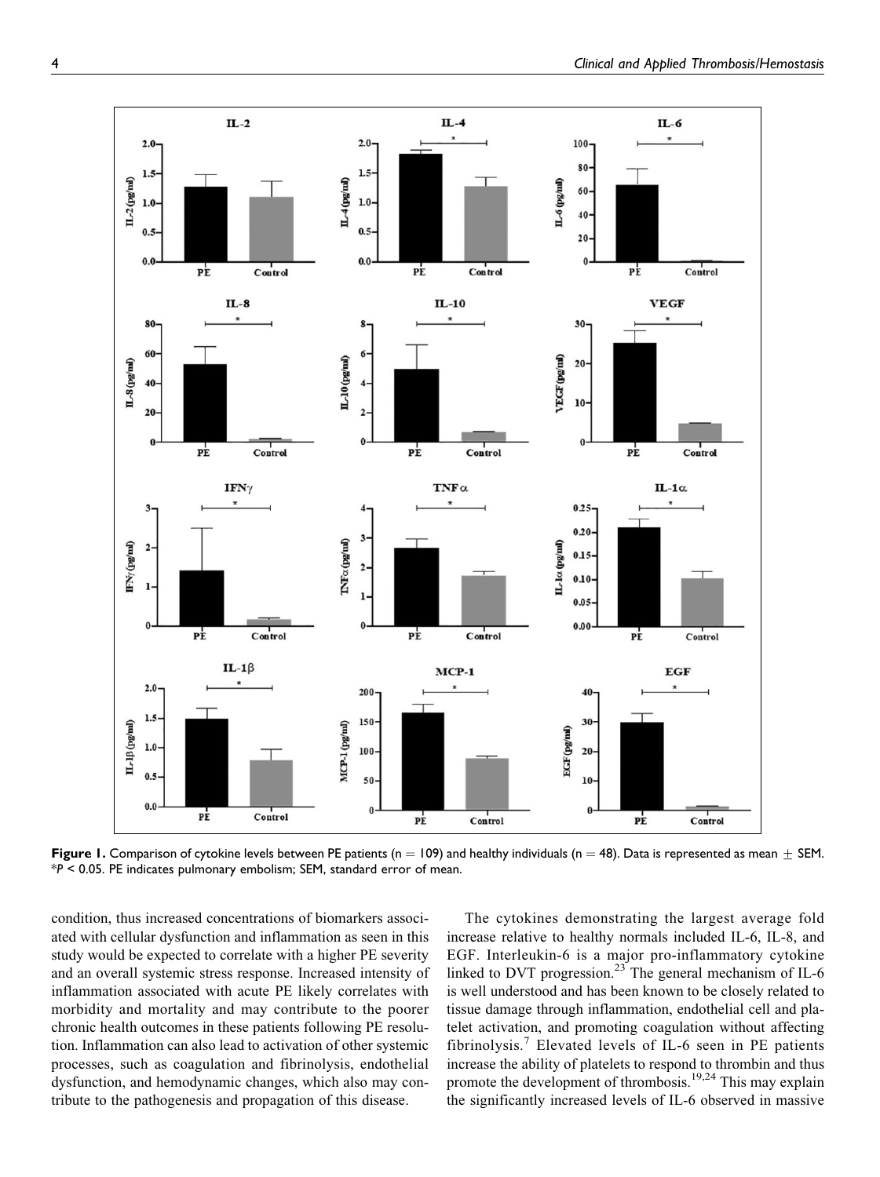**Figure 1.** Comparison of cytokine levels between PE patients (n = 109) and healthy individuals (n = 48). Data is represented as mean ± SEM. *$P < 0.05$. PE indicates pulmonary embolism; SEM, standard error of mean.

condition, thus increased concentrations of biomarkers associated with cellular dysfunction and inflammation as seen in this study would be expected to correlate with a higher PE severity and an overall systemic stress response. Increased intensity of inflammation associated with acute PE likely correlates with morbidity and mortality and may contribute to the poorer chronic health outcomes in these patients following PE resolution. Inflammation can also lead to activation of other systemic processes, such as coagulation and fibrinolysis, endothelial dysfunction, and hemodynamic changes, which also may contribute to the pathogenesis and propagation of this disease.

The cytokines demonstrating the largest average fold increase relative to healthy normals included IL-6, IL-8, and EGF. Interleukin-6 is a major pro-inflammatory cytokine linked to DVT progression.[23] The general mechanism of IL-6 is well understood and has been known to be closely related to tissue damage through inflammation, endothelial cell and platelet activation, and promoting coagulation without affecting fibrinolysis.[7] Elevated levels of IL-6 seen in PE patients increase the ability of platelets to respond to thrombin and thus promote the development of thrombosis.[19,24] This may explain the significantly increased levels of IL-6 observed in massive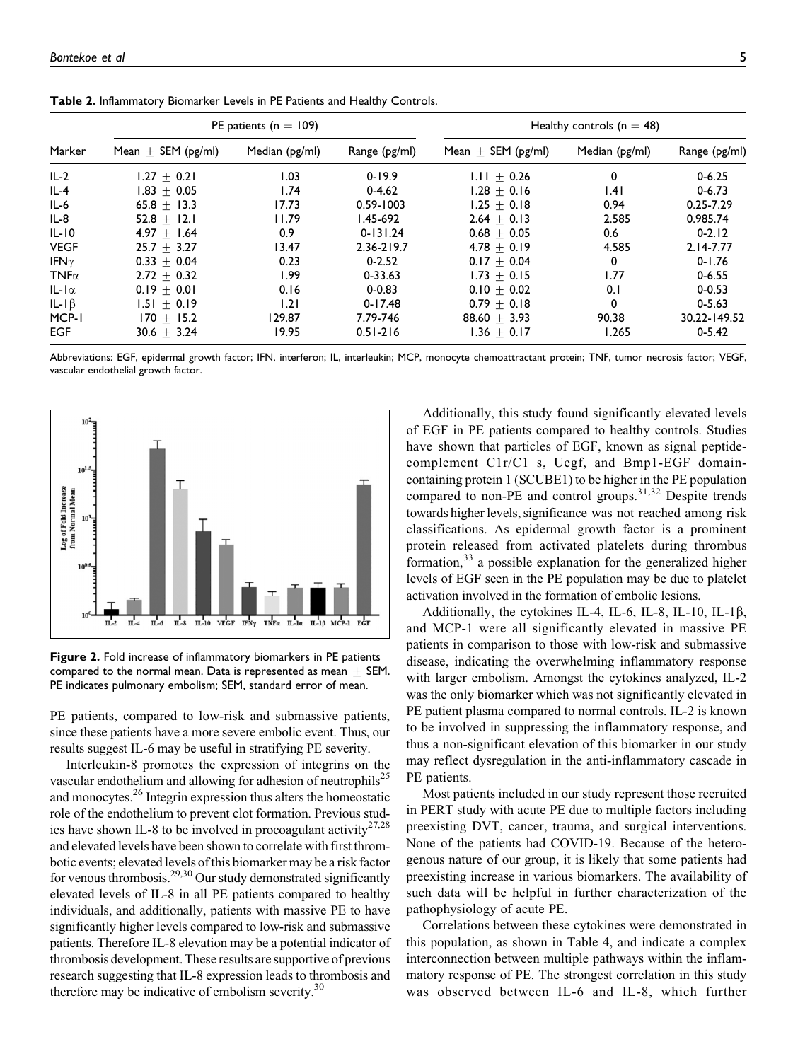**Table 2.** Inflammatory Biomarker Levels in PE Patients and Healthy Controls.

| Marker | PE patients (n = 109) | | | Healthy controls (n = 48) | | |
|---|---|---|---|---|---|---|
| | Mean ± SEM (pg/ml) | Median (pg/ml) | Range (pg/ml) | Mean ± SEM (pg/ml) | Median (pg/ml) | Range (pg/ml) |
| IL-2 | 1.27 ± 0.21 | 1.03 | 0-19.9 | 1.11 ± 0.26 | 0 | 0-6.25 |
| IL-4 | 1.83 ± 0.05 | 1.74 | 0-4.62 | 1.28 ± 0.16 | 1.41 | 0-6.73 |
| IL-6 | 65.8 ± 13.3 | 17.73 | 0.59-1003 | 1.25 ± 0.18 | 0.94 | 0.25-7.29 |
| IL-8 | 52.8 ± 12.1 | 11.79 | 1.45-692 | 2.64 ± 0.13 | 2.585 | 0.985.74 |
| IL-10 | 4.97 ± 1.64 | 0.9 | 0-131.24 | 0.68 ± 0.05 | 0.6 | 0-2.12 |
| VEGF | 25.7 ± 3.27 | 13.47 | 2.36-219.7 | 4.78 ± 0.19 | 4.585 | 2.14-7.77 |
| IFNγ | 0.33 ± 0.04 | 0.23 | 0-2.52 | 0.17 ± 0.04 | 0 | 0-1.76 |
| TNFα | 2.72 ± 0.32 | 1.99 | 0-33.63 | 1.73 ± 0.15 | 1.77 | 0-6.55 |
| IL-1α | 0.19 ± 0.01 | 0.16 | 0-0.83 | 0.10 ± 0.02 | 0.1 | 0-0.53 |
| IL-1β | 1.51 ± 0.19 | 1.21 | 0-17.48 | 0.79 ± 0.18 | 0 | 0-5.63 |
| MCP-1 | 170 ± 15.2 | 129.87 | 7.79-746 | 88.60 ± 3.93 | 90.38 | 30.22-149.52 |
| EGF | 30.6 ± 3.24 | 19.95 | 0.51-216 | 1.36 ± 0.17 | 1.265 | 0-5.42 |

Abbreviations: EGF, epidermal growth factor; IFN, interferon; IL, interleukin; MCP, monocyte chemoattractant protein; TNF, tumor necrosis factor; VEGF, vascular endothelial growth factor.

**Figure 2.** Fold increase of inflammatory biomarkers in PE patients compared to the normal mean. Data is represented as mean ± SEM. PE indicates pulmonary embolism; SEM, standard error of mean.

PE patients, compared to low-risk and submassive patients, since these patients have a more severe embolic event. Thus, our results suggest IL-6 may be useful in stratifying PE severity.

Interleukin-8 promotes the expression of integrins on the vascular endothelium and allowing for adhesion of neutrophils[25] and monocytes.[26] Integrin expression thus alters the homeostatic role of the endothelium to prevent clot formation. Previous studies have shown IL-8 to be involved in procoagulant activity[27,28] and elevated levels have been shown to correlate with first thrombotic events; elevated levels of this biomarker may be a risk factor for venous thrombosis.[29,30] Our study demonstrated significantly elevated levels of IL-8 in all PE patients compared to healthy individuals, and additionally, patients with massive PE to have significantly higher levels compared to low-risk and submassive patients. Therefore IL-8 elevation may be a potential indicator of thrombosis development. These results are supportive of previous research suggesting that IL-8 expression leads to thrombosis and therefore may be indicative of embolism severity.[30]

Additionally, this study found significantly elevated levels of EGF in PE patients compared to healthy controls. Studies have shown that particles of EGF, known as signal peptide-complement C1r/C1 s, Uegf, and Bmp1-EGF domain-containing protein 1 (SCUBE1) to be higher in the PE population compared to non-PE and control groups.[31,32] Despite trends towards higher levels, significance was not reached among risk classifications. As epidermal growth factor is a prominent protein released from activated platelets during thrombus formation,[33] a possible explanation for the generalized higher levels of EGF seen in the PE population may be due to platelet activation involved in the formation of embolic lesions.

Additionally, the cytokines IL-4, IL-6, IL-8, IL-10, IL-1β, and MCP-1 were all significantly elevated in massive PE patients in comparison to those with low-risk and submassive disease, indicating the overwhelming inflammatory response with larger embolism. Amongst the cytokines analyzed, IL-2 was the only biomarker which was not significantly elevated in PE patient plasma compared to normal controls. IL-2 is known to be involved in suppressing the inflammatory response, and thus a non-significant elevation of this biomarker in our study may reflect dysregulation in the anti-inflammatory cascade in PE patients.

Most patients included in our study represent those recruited in PERT study with acute PE due to multiple factors including preexisting DVT, cancer, trauma, and surgical interventions. None of the patients had COVID-19. Because of the heterogenous nature of our group, it is likely that some patients had preexisting increase in various biomarkers. The availability of such data will be helpful in further characterization of the pathophysiology of acute PE.

Correlations between these cytokines were demonstrated in this population, as shown in Table 4, and indicate a complex interconnection between multiple pathways within the inflammatory response of PE. The strongest correlation in this study was observed between IL-6 and IL-8, which further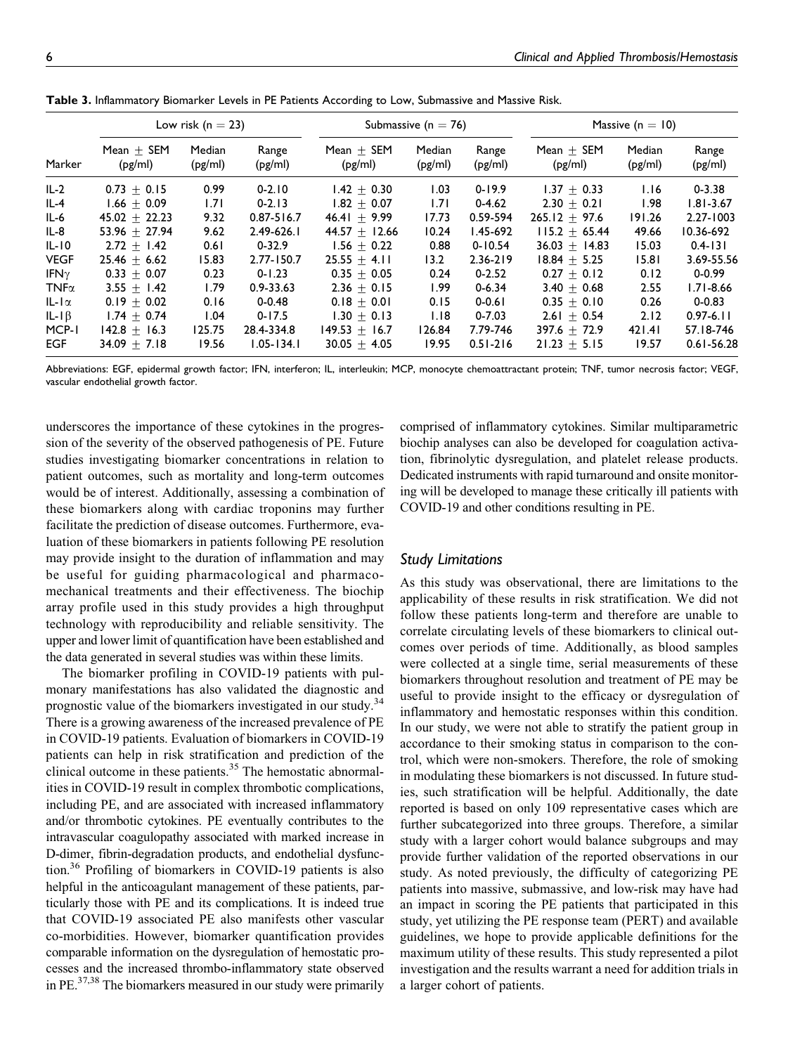**Table 3.** Inflammatory Biomarker Levels in PE Patients According to Low, Submassive and Massive Risk.

| | Low risk (n = 23) | | | Submassive (n = 76) | | | Massive (n = 10) | | |
|---|---|---|---|---|---|---|---|---|---|
| Marker | Mean ± SEM (pg/ml) | Median (pg/ml) | Range (pg/ml) | Mean ± SEM (pg/ml) | Median (pg/ml) | Range (pg/ml) | Mean ± SEM (pg/ml) | Median (pg/ml) | Range (pg/ml) |
| IL-2 | 0.73 ± 0.15 | 0.99 | 0-2.10 | 1.42 ± 0.30 | 1.03 | 0-19.9 | 1.37 ± 0.33 | 1.16 | 0-3.38 |
| IL-4 | 1.66 ± 0.09 | 1.71 | 0-2.13 | 1.82 ± 0.07 | 1.71 | 0-4.62 | 2.30 ± 0.21 | 1.98 | 1.81-3.67 |
| IL-6 | 45.02 ± 22.23 | 9.32 | 0.87-516.7 | 46.41 ± 9.99 | 17.73 | 0.59-594 | 265.12 ± 97.6 | 191.26 | 2.27-1003 |
| IL-8 | 53.96 ± 27.94 | 9.62 | 2.49-626.1 | 44.57 ± 12.66 | 10.24 | 1.45-692 | 115.2 ± 65.44 | 49.66 | 10.36-692 |
| IL-10 | 2.72 ± 1.42 | 0.61 | 0-32.9 | 1.56 ± 0.22 | 0.88 | 0-10.54 | 36.03 ± 14.83 | 15.03 | 0.4-131 |
| VEGF | 25.46 ± 6.62 | 15.83 | 2.77-150.7 | 25.55 ± 4.11 | 13.2 | 2.36-219 | 18.84 ± 5.25 | 15.81 | 3.69-55.56 |
| IFNγ | 0.33 ± 0.07 | 0.23 | 0-1.23 | 0.35 ± 0.05 | 0.24 | 0-2.52 | 0.27 ± 0.12 | 0.12 | 0-0.99 |
| TNFα | 3.55 ± 1.42 | 1.79 | 0.9-33.63 | 2.36 ± 0.15 | 1.99 | 0-6.34 | 3.40 ± 0.68 | 2.55 | 1.71-8.66 |
| IL-1α | 0.19 ± 0.02 | 0.16 | 0-0.48 | 0.18 ± 0.01 | 0.15 | 0-0.61 | 0.35 ± 0.10 | 0.26 | 0-0.83 |
| IL-1β | 1.74 ± 0.74 | 1.04 | 0-17.5 | 1.30 ± 0.13 | 1.18 | 0-7.03 | 2.61 ± 0.54 | 2.12 | 0.97-6.11 |
| MCP-1 | 142.8 ± 16.3 | 125.75 | 28.4-334.8 | 149.53 ± 16.7 | 126.84 | 7.79-746 | 397.6 ± 72.9 | 421.41 | 57.18-746 |
| EGF | 34.09 ± 7.18 | 19.56 | 1.05-134.1 | 30.05 ± 4.05 | 19.95 | 0.51-216 | 21.23 ± 5.15 | 19.57 | 0.61-56.28 |

Abbreviations: EGF, epidermal growth factor; IFN, interferon; IL, interleukin; MCP, monocyte chemoattractant protein; TNF, tumor necrosis factor; VEGF, vascular endothelial growth factor.

underscores the importance of these cytokines in the progression of the severity of the observed pathogenesis of PE. Future studies investigating biomarker concentrations in relation to patient outcomes, such as mortality and long-term outcomes would be of interest. Additionally, assessing a combination of these biomarkers along with cardiac troponins may further facilitate the prediction of disease outcomes. Furthermore, evaluation of these biomarkers in patients following PE resolution may provide insight to the duration of inflammation and may be useful for guiding pharmacological and pharmacomechanical treatments and their effectiveness. The biochip array profile used in this study provides a high throughput technology with reproducibility and reliable sensitivity. The upper and lower limit of quantification have been established and the data generated in several studies was within these limits.

The biomarker profiling in COVID-19 patients with pulmonary manifestations has also validated the diagnostic and prognostic value of the biomarkers investigated in our study.[34] There is a growing awareness of the increased prevalence of PE in COVID-19 patients. Evaluation of biomarkers in COVID-19 patients can help in risk stratification and prediction of the clinical outcome in these patients.[35] The hemostatic abnormalities in COVID-19 result in complex thrombotic complications, including PE, and are associated with increased inflammatory and/or thrombotic cytokines. PE eventually contributes to the intravascular coagulopathy associated with marked increase in D-dimer, fibrin-degradation products, and endothelial dysfunction.[36] Profiling of biomarkers in COVID-19 patients is also helpful in the anticoagulant management of these patients, particularly those with PE and its complications. It is indeed true that COVID-19 associated PE also manifests other vascular co-morbidities. However, biomarker quantification provides comparable information on the dysregulation of hemostatic processes and the increased thrombo-inflammatory state observed in PE.[37,38] The biomarkers measured in our study were primarily comprised of inflammatory cytokines. Similar multiparametric biochip analyses can also be developed for coagulation activation, fibrinolytic dysregulation, and platelet release products. Dedicated instruments with rapid turnaround and onsite monitoring will be developed to manage these critically ill patients with COVID-19 and other conditions resulting in PE.

### Study Limitations

As this study was observational, there are limitations to the applicability of these results in risk stratification. We did not follow these patients long-term and therefore are unable to correlate circulating levels of these biomarkers to clinical outcomes over periods of time. Additionally, as blood samples were collected at a single time, serial measurements of these biomarkers throughout resolution and treatment of PE may be useful to provide insight to the efficacy or dysregulation of inflammatory and hemostatic responses within this condition. In our study, we were not able to stratify the patient group in accordance to their smoking status in comparison to the control, which were non-smokers. Therefore, the role of smoking in modulating these biomarkers is not discussed. In future studies, such stratification will be helpful. Additionally, the date reported is based on only 109 representative cases which are further subcategorized into three groups. Therefore, a similar study with a larger cohort would balance subgroups and may provide further validation of the reported observations in our study. As noted previously, the difficulty of categorizing PE patients into massive, submassive, and low-risk may have had an impact in scoring the PE patients that participated in this study, yet utilizing the PE response team (PERT) and available guidelines, we hope to provide applicable definitions for the maximum utility of these results. This study represented a pilot investigation and the results warrant a need for addition trials in a larger cohort of patients.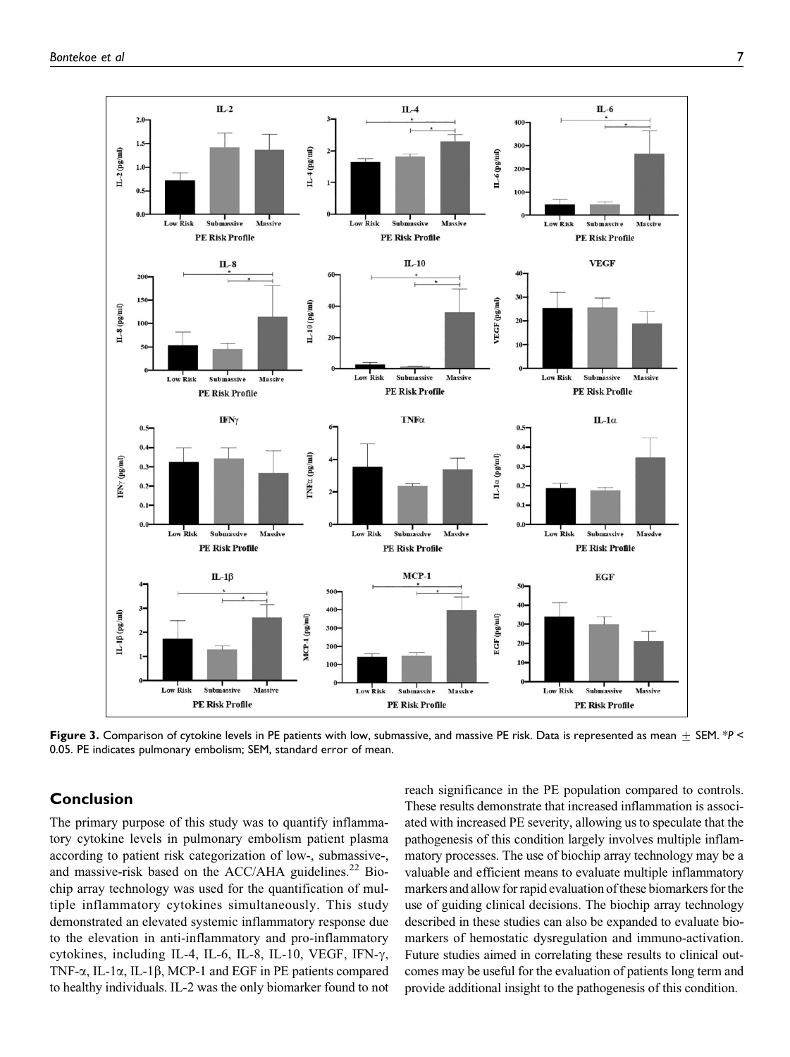**Figure 3.** Comparison of cytokine levels in PE patients with low, submassive, and massive PE risk. Data is represented as mean ± SEM. *$P < 0.05$. PE indicates pulmonary embolism; SEM, standard error of mean.

## Conclusion

The primary purpose of this study was to quantify inflammatory cytokine levels in pulmonary embolism patient plasma according to patient risk categorization of low-, submassive-, and massive-risk based on the ACC/AHA guidelines.[22] Biochip array technology was used for the quantification of multiple inflammatory cytokines simultaneously. This study demonstrated an elevated systemic inflammatory response due to the elevation in anti-inflammatory and pro-inflammatory cytokines, including IL-4, IL-6, IL-8, IL-10, VEGF, IFN-γ, TNF-α, IL-1α, IL-1β, MCP-1 and EGF in PE patients compared to healthy individuals. IL-2 was the only biomarker found to not reach significance in the PE population compared to controls. These results demonstrate that increased inflammation is associated with increased PE severity, allowing us to speculate that the pathogenesis of this condition largely involves multiple inflammatory processes. The use of biochip array technology may be a valuable and efficient means to evaluate multiple inflammatory markers and allow for rapid evaluation of these biomarkers for the use of guiding clinical decisions. The biochip array technology described in these studies can also be expanded to evaluate biomarkers of hemostatic dysregulation and immuno-activation. Future studies aimed in correlating these results to clinical outcomes may be useful for the evaluation of patients long term and provide additional insight to the pathogenesis of this condition.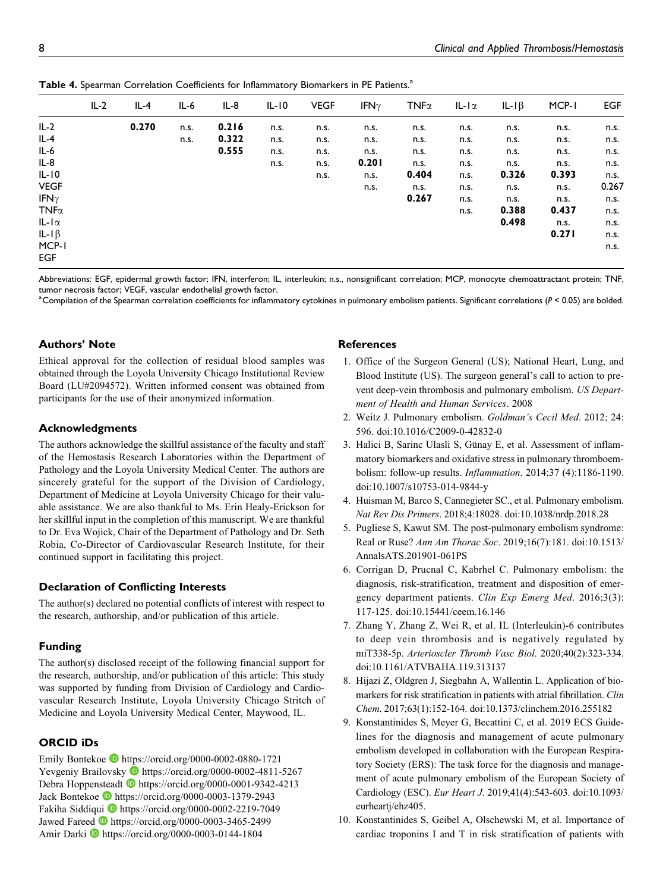**Table 4.** Spearman Correlation Coefficients for Inflammatory Biomarkers in PE Patients.[a]

| | IL-2 | IL-4 | IL-6 | IL-8 | IL-10 | VEGF | IFNγ | TNFα | IL-1α | IL-1β | MCP-1 | EGF |
|---|---|---|---|---|---|---|---|---|---|---|---|---|
| IL-2 | | **0.270** | n.s. | **0.216** | n.s. | n.s. | n.s. | n.s. | n.s. | n.s. | n.s. | n.s. |
| IL-4 | | | n.s. | **0.322** | n.s. | n.s. | n.s. | n.s. | n.s. | n.s. | n.s. | n.s. |
| IL-6 | | | | **0.555** | n.s. | n.s. | n.s. | n.s. | n.s. | n.s. | n.s. | n.s. |
| IL-8 | | | | | n.s. | n.s. | **0.201** | n.s. | n.s. | n.s. | n.s. | n.s. |
| IL-10 | | | | | | n.s. | n.s. | **0.404** | n.s. | **0.326** | **0.393** | n.s. |
| VEGF | | | | | | | n.s. | n.s. | n.s. | n.s. | n.s. | 0.267 |
| IFNγ | | | | | | | | **0.267** | n.s. | n.s. | n.s. | n.s. |
| TNFα | | | | | | | | | n.s. | **0.388** | **0.437** | n.s. |
| IL-1α | | | | | | | | | | **0.498** | n.s. | n.s. |
| IL-1β | | | | | | | | | | | **0.271** | n.s. |
| MCP-1 | | | | | | | | | | | | n.s. |
| EGF | | | | | | | | | | | | |

Abbreviations: EGF, epidermal growth factor; IFN, interferon; IL, interleukin; n.s., nonsignificant correlation; MCP, monocyte chemoattractant protein; TNF, tumor necrosis factor; VEGF, vascular endothelial growth factor.

[a]Compilation of the Spearman correlation coefficients for inflammatory cytokines in pulmonary embolism patients. Significant correlations ($P < 0.05$) are bolded.

## Authors' Note

Ethical approval for the collection of residual blood samples was obtained through the Loyola University Chicago Institutional Review Board (LU#2094572). Written informed consent was obtained from participants for the use of their anonymized information.

## Acknowledgments

The authors acknowledge the skillful assistance of the faculty and staff of the Hemostasis Research Laboratories within the Department of Pathology and the Loyola University Medical Center. The authors are sincerely grateful for the support of the Division of Cardiology, Department of Medicine at Loyola University Chicago for their valuable assistance. We are also thankful to Ms. Erin Healy-Erickson for her skillful input in the completion of this manuscript. We are thankful to Dr. Eva Wojick, Chair of the Department of Pathology and Dr. Seth Robia, Co-Director of Cardiovascular Research Institute, for their continued support in facilitating this project.

## Declaration of Conflicting Interests

The author(s) declared no potential conflicts of interest with respect to the research, authorship, and/or publication of this article.

## Funding

The author(s) disclosed receipt of the following financial support for the research, authorship, and/or publication of this article: This study was supported by funding from Division of Cardiology and Cardiovascular Research Institute, Loyola University Chicago Stritch of Medicine and Loyola University Medical Center, Maywood, IL.

## ORCID iDs

Emily Bontekoe https://orcid.org/0000-0002-0880-1721
Yevgeniy Brailovsky https://orcid.org/0000-0002-4811-5267
Debra Hoppensteadt https://orcid.org/0000-0001-9342-4213
Jack Bontekoe https://orcid.org/0000-0003-1379-2943
Fakiha Siddiqui https://orcid.org/0000-0002-2219-7049
Jawed Fareed https://orcid.org/0000-0003-3465-2499
Amir Darki https://orcid.org/0000-0003-0144-1804

## References

1. Office of the Surgeon General (US); National Heart, Lung, and Blood Institute (US). The surgeon general's call to action to prevent deep-vein thrombosis and pulmonary embolism. *US Department of Health and Human Services*. 2008
2. Weitz J. Pulmonary embolism. *Goldman's Cecil Med*. 2012; 24: 596. doi:10.1016/C2009-0-42832-0
3. Halici B, Sarinc Ulasli S, Günay E, et al. Assessment of inflammatory biomarkers and oxidative stress in pulmonary thromboembolism: follow-up results. *Inflammation*. 2014;37 (4):1186-1190. doi:10.1007/s10753-014-9844-y
4. Huisman M, Barco S, Cannegieter SC., et al. Pulmonary embolism. *Nat Rev Dis Primers*. 2018;4:18028. doi:10.1038/nrdp.2018.28
5. Pugliese S, Kawut SM. The post-pulmonary embolism syndrome: Real or Ruse? *Ann Am Thorac Soc*. 2019;16(7):181. doi:10.1513/AnnalsATS.201901-061PS
6. Corrigan D, Prucnal C, Kabrhel C. Pulmonary embolism: the diagnosis, risk-stratification, treatment and disposition of emergency department patients. *Clin Exp Emerg Med*. 2016;3(3): 117-125. doi:10.15441/ceem.16.146
7. Zhang Y, Zhang Z, Wei R, et al. IL (Interleukin)-6 contributes to deep vein thrombosis and is negatively regulated by miT338-5p. *Arterioscler Thromb Vasc Biol*. 2020;40(2):323-334. doi:10.1161/ATVBAHA.119.313137
8. Hijazi Z, Oldgren J, Siegbahn A, Wallentin L. Application of biomarkers for risk stratification in patients with atrial fibrillation. *Clin Chem*. 2017;63(1):152-164. doi:10.1373/clinchem.2016.255182
9. Konstantinides S, Meyer G, Becattini C, et al. 2019 ECS Guidelines for the diagnosis and management of acute pulmonary embolism developed in collaboration with the European Respiratory Society (ERS): The task force for the diagnosis and management of acute pulmonary embolism of the European Society of Cardiology (ESC). *Eur Heart J*. 2019;41(4):543-603. doi:10.1093/eurheartj/ehz405.
10. Konstantinides S, Geibel A, Olschewski M, et al. Importance of cardiac troponins I and T in risk stratification of patients with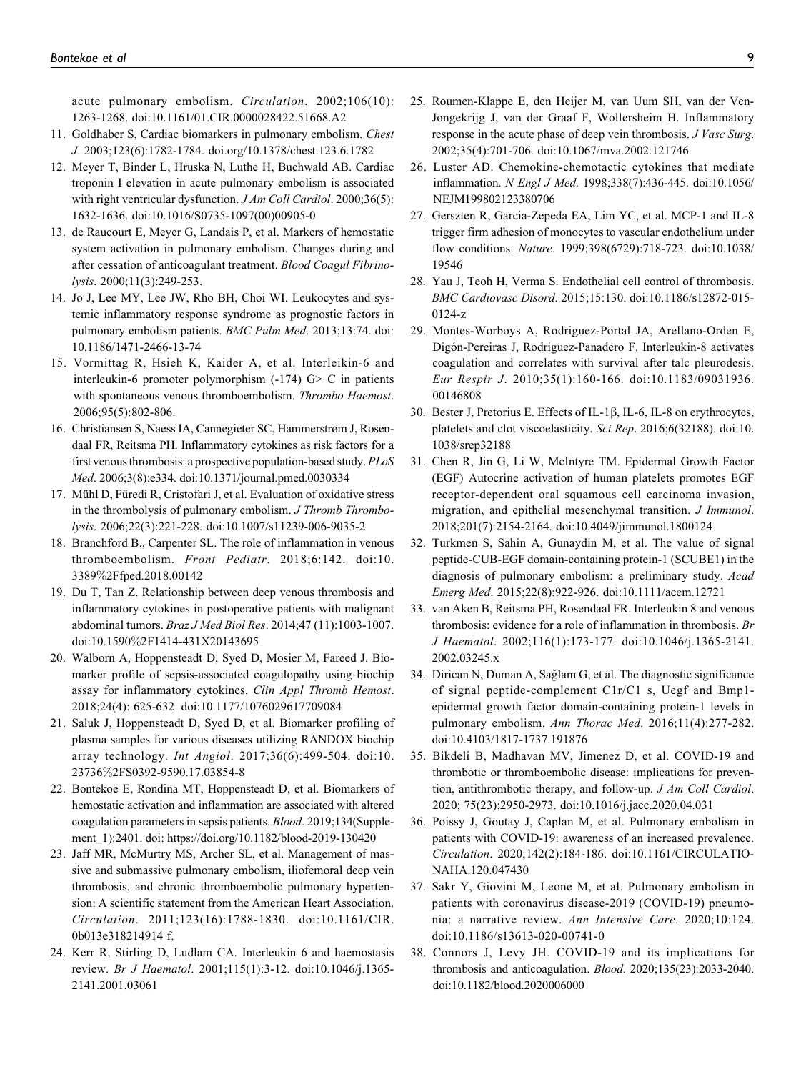acute pulmonary embolism. *Circulation*. 2002;106(10): 1263-1268. doi:10.1161/01.CIR.0000028422.51668.A2

11. Goldhaber S, Cardiac biomarkers in pulmonary embolism. *Chest J*. 2003;123(6):1782-1784. doi.org/10.1378/chest.123.6.1782
12. Meyer T, Binder L, Hruska N, Luthe H, Buchwald AB. Cardiac troponin I elevation in acute pulmonary embolism is associated with right ventricular dysfunction. *J Am Coll Cardiol*. 2000;36(5): 1632-1636. doi:10.1016/S0735-1097(00)00905-0
13. de Raucourt E, Meyer G, Landais P, et al. Markers of hemostatic system activation in pulmonary embolism. Changes during and after cessation of anticoagulant treatment. *Blood Coagul Fibrinolysis*. 2000;11(3):249-253.
14. Jo J, Lee MY, Lee JW, Rho BH, Choi WI. Leukocytes and systemic inflammatory response syndrome as prognostic factors in pulmonary embolism patients. *BMC Pulm Med*. 2013;13:74. doi: 10.1186/1471-2466-13-74
15. Vormittag R, Hsieh K, Kaider A, et al. Interleikin-6 and interleukin-6 promoter polymorphism (-174) G> C in patients with spontaneous venous thromboembolism. *Thrombo Haemost*. 2006;95(5):802-806.
16. Christiansen S, Naess IA, Cannegieter SC, Hammerstrøm J, Rosendaal FR, Reitsma PH. Inflammatory cytokines as risk factors for a first venous thrombosis: a prospective population-based study. *PLoS Med*. 2006;3(8):e334. doi:10.1371/journal.pmed.0030334
17. Mühl D, Füredi R, Cristofari J, et al. Evaluation of oxidative stress in the thrombolysis of pulmonary embolism. *J Thromb Thrombolysis*. 2006;22(3):221-228. doi:10.1007/s11239-006-9035-2
18. Branchford B., Carpenter SL. The role of inflammation in venous thromboembolism. *Front Pediatr*. 2018;6:142. doi:10.3389%2Ffped.2018.00142
19. Du T, Tan Z. Relationship between deep venous thrombosis and inflammatory cytokines in postoperative patients with malignant abdominal tumors. *Braz J Med Biol Res*. 2014;47 (11):1003-1007. doi:10.1590%2F1414-431X20143695
20. Walborn A, Hoppensteadt D, Syed D, Mosier M, Fareed J. Biomarker profile of sepsis-associated coagulopathy using biochip assay for inflammatory cytokines. *Clin Appl Thromb Hemost*. 2018;24(4): 625-632. doi:10.1177/1076029617709084
21. Saluk J, Hoppensteadt D, Syed D, et al. Biomarker profiling of plasma samples for various diseases utilizing RANDOX biochip array technology. *Int Angiol*. 2017;36(6):499-504. doi:10.23736%2FS0392-9590.17.03854-8
22. Bontekoe E, Rondina MT, Hoppensteadt D, et al. Biomarkers of hemostatic activation and inflammation are associated with altered coagulation parameters in sepsis patients. *Blood*. 2019;134(Supplement_1):2401. doi: https://doi.org/10.1182/blood-2019-130420
23. Jaff MR, McMurtry MS, Archer SL, et al. Management of massive and submassive pulmonary embolism, iliofemoral deep vein thrombosis, and chronic thromboembolic pulmonary hypertension: A scientific statement from the American Heart Association. *Circulation*. 2011;123(16):1788-1830. doi:10.1161/CIR.0b013e318214914 f.
24. Kerr R, Stirling D, Ludlam CA. Interleukin 6 and haemostasis review. *Br J Haematol*. 2001;115(1):3-12. doi:10.1046/j.1365-2141.2001.03061
25. Roumen-Klappe E, den Heijer M, van Uum SH, van der Ven-Jongekrijg J, van der Graaf F, Wollersheim H. Inflammatory response in the acute phase of deep vein thrombosis. *J Vasc Surg*. 2002;35(4):701-706. doi:10.1067/mva.2002.121746
26. Luster AD. Chemokine-chemotactic cytokines that mediate inflammation. *N Engl J Med*. 1998;338(7):436-445. doi:10.1056/NEJM199802123380706
27. Gerszten R, Garcia-Zepeda EA, Lim YC, et al. MCP-1 and IL-8 trigger firm adhesion of monocytes to vascular endothelium under flow conditions. *Nature*. 1999;398(6729):718-723. doi:10.1038/19546
28. Yau J, Teoh H, Verma S. Endothelial cell control of thrombosis. *BMC Cardiovasc Disord*. 2015;15:130. doi:10.1186/s12872-015-0124-z
29. Montes-Worboys A, Rodriguez-Portal JA, Arellano-Orden E, Digón-Pereiras J, Rodriguez-Panadero F. Interleukin-8 activates coagulation and correlates with survival after talc pleurodesis. *Eur Respir J*. 2010;35(1):160-166. doi:10.1183/09031936.00146808
30. Bester J, Pretorius E. Effects of IL-1β, IL-6, IL-8 on erythrocytes, platelets and clot viscoelasticity. *Sci Rep*. 2016;6(32188). doi:10.1038/srep32188
31. Chen R, Jin G, Li W, McIntyre TM. Epidermal Growth Factor (EGF) Autocrine activation of human platelets promotes EGF receptor-dependent oral squamous cell carcinoma invasion, migration, and epithelial mesenchymal transition. *J Immunol*. 2018;201(7):2154-2164. doi:10.4049/jimmunol.1800124
32. Turkmen S, Sahin A, Gunaydin M, et al. The value of signal peptide-CUB-EGF domain-containing protein-1 (SCUBE1) in the diagnosis of pulmonary embolism: a preliminary study. *Acad Emerg Med*. 2015;22(8):922-926. doi:10.1111/acem.12721
33. van Aken B, Reitsma PH, Rosendaal FR. Interleukin 8 and venous thrombosis: evidence for a role of inflammation in thrombosis. *Br J Haematol*. 2002;116(1):173-177. doi:10.1046/j.1365-2141.2002.03245.x
34. Dirican N, Duman A, Sağlam G, et al. The diagnostic significance of signal peptide-complement C1r/C1 s, Uegf and Bmp1-epidermal growth factor domain-containing protein-1 levels in pulmonary embolism. *Ann Thorac Med*. 2016;11(4):277-282. doi:10.4103/1817-1737.191876
35. Bikdeli B, Madhavan MV, Jimenez D, et al. COVID-19 and thrombotic or thromboembolic disease: implications for prevention, antithrombotic therapy, and follow-up. *J Am Coll Cardiol*. 2020; 75(23):2950-2973. doi:10.1016/j.jacc.2020.04.031
36. Poissy J, Goutay J, Caplan M, et al. Pulmonary embolism in patients with COVID-19: awareness of an increased prevalence. *Circulation*. 2020;142(2):184-186. doi:10.1161/CIRCULATIONAHA.120.047430
37. Sakr Y, Giovini M, Leone M, et al. Pulmonary embolism in patients with coronavirus disease-2019 (COVID-19) pneumonia: a narrative review. *Ann Intensive Care*. 2020;10:124. doi:10.1186/s13613-020-00741-0
38. Connors J, Levy JH. COVID-19 and its implications for thrombosis and anticoagulation. *Blood*. 2020;135(23):2033-2040. doi:10.1182/blood.2020006000